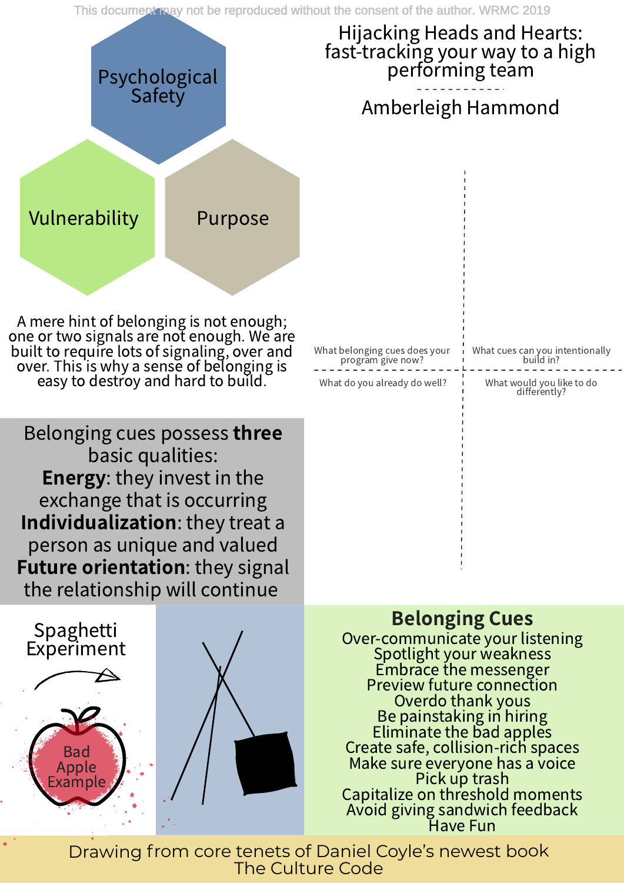# Hijacking Heads and Hearts: fast-tracking your way to a high performing team

Amberleigh Hammond

Psychological Safety

Vulnerability

Purpose

A mere hint of belonging is not enough; one or two signals are not enough. We are built to require lots of signaling, over and over. This is why a sense of belonging is easy to destroy and hard to build.

| What belonging cues does your program give now? | What cues can you intentionally build in? |
| --- | --- |
| What do you already do well? | What would you like to do differently? |

Belonging cues possess **three** basic qualities:
**Energy**: they invest in the exchange that is occurring
**Individualization**: they treat a person as unique and valued
**Future orientation**: they signal the relationship will continue

Spaghetti Experiment

Bad Apple Example

## Belonging Cues

Over-communicate your listening
Spotlight your weakness
Embrace the messenger
Preview future connection
Overdo thank yous
Be painstaking in hiring
Eliminate the bad apples
Create safe, collision-rich spaces
Make sure everyone has a voice
Pick up trash
Capitalize on threshold moments
Avoid giving sandwich feedback
Have Fun

Drawing from core tenets of Daniel Coyle's newest book The Culture Code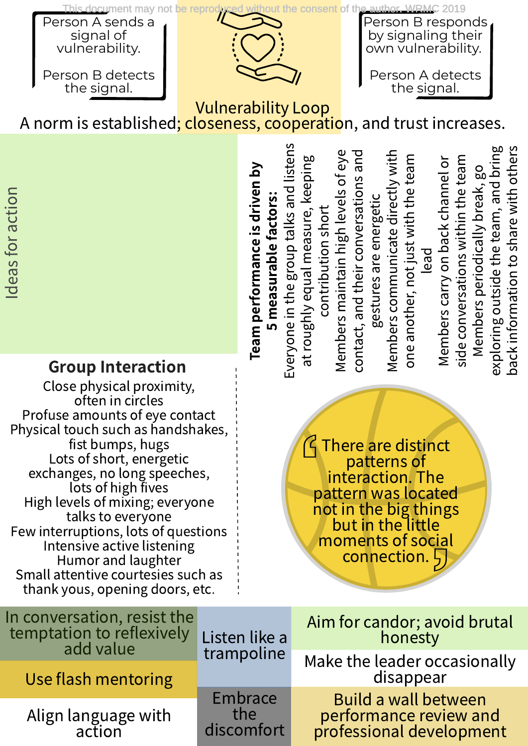This document may not be reproduced without the consent of the author. WRMC 2019

Person A sends a signal of vulnerability.

Person B detects the signal.

## Vulnerability Loop

Person B responds by signaling their own vulnerability.

Person A detects the signal.

A norm is established; closeness, cooperation, and trust increases.

Ideas for action

**Team performance is driven by 5 measurable factors:**

- Everyone in the group talks and listens at roughly equal measure, keeping contribution short
- Members maintain high levels of eye contact, and their conversation and gestures are energetic
- Members communicate directly with one another, not just with the team lead
- Members carry on back channel or side conversations within the team
- Members periodically break, go exploring outside the team, and bring back information to share with others

## Group Interaction

Close physical proximity, often in circles

Profuse amounts of eye contact

Physical touch such as handshakes, fist bumps, hugs

Lots of short, energetic exchanges, no long speeches, lots of high fives

High levels of mixing; everyone talks to everyone

Few interruptions, lots of questions

Intensive active listening

Humor and laughter

Small attentive courtesies such as thank yous, opening doors, etc.

> “There are distinct patterns of interaction. The pattern was located not in the big things but in the little moments of social connection.”

In conversation, resist the temptation to reflexively add value

Listen like a trampoline

Aim for candor; avoid brutal honesty

Make the leader occasionally disappear

Use flash mentoring

Embrace the discomfort

Align language with action

Build a wall between performance review and professional development